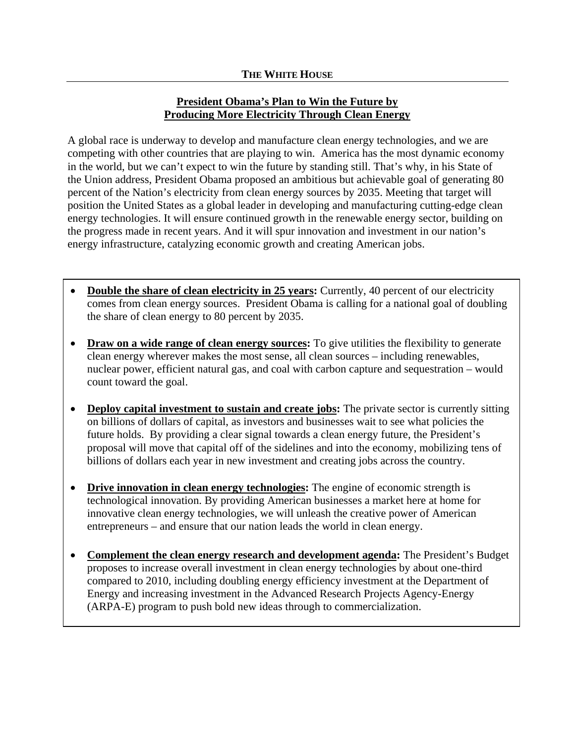**THE WHITE HOUSE**

## President Obama's Plan to Win the Future by Producing More Electricity Through Clean Energy

A global race is underway to develop and manufacture clean energy technologies, and we are competing with other countries that are playing to win. America has the most dynamic economy in the world, but we can't expect to win the future by standing still. That's why, in his State of the Union address, President Obama proposed an ambitious but achievable goal of generating 80 percent of the Nation's electricity from clean energy sources by 2035. Meeting that target will position the United States as a global leader in developing and manufacturing cutting-edge clean energy technologies. It will ensure continued growth in the renewable energy sector, building on the progress made in recent years. And it will spur innovation and investment in our nation's energy infrastructure, catalyzing economic growth and creating American jobs.

- **Double the share of clean electricity in 25 years:** Currently, 40 percent of our electricity comes from clean energy sources. President Obama is calling for a national goal of doubling the share of clean energy to 80 percent by 2035.
- **Draw on a wide range of clean energy sources:** To give utilities the flexibility to generate clean energy wherever makes the most sense, all clean sources – including renewables, nuclear power, efficient natural gas, and coal with carbon capture and sequestration – would count toward the goal.
- **Deploy capital investment to sustain and create jobs:** The private sector is currently sitting on billions of dollars of capital, as investors and businesses wait to see what policies the future holds. By providing a clear signal towards a clean energy future, the President's proposal will move that capital off of the sidelines and into the economy, mobilizing tens of billions of dollars each year in new investment and creating jobs across the country.
- **Drive innovation in clean energy technologies:** The engine of economic strength is technological innovation. By providing American businesses a market here at home for innovative clean energy technologies, we will unleash the creative power of American entrepreneurs – and ensure that our nation leads the world in clean energy.
- **Complement the clean energy research and development agenda:** The President's Budget proposes to increase overall investment in clean energy technologies by about one-third compared to 2010, including doubling energy efficiency investment at the Department of Energy and increasing investment in the Advanced Research Projects Agency-Energy (ARPA-E) program to push bold new ideas through to commercialization.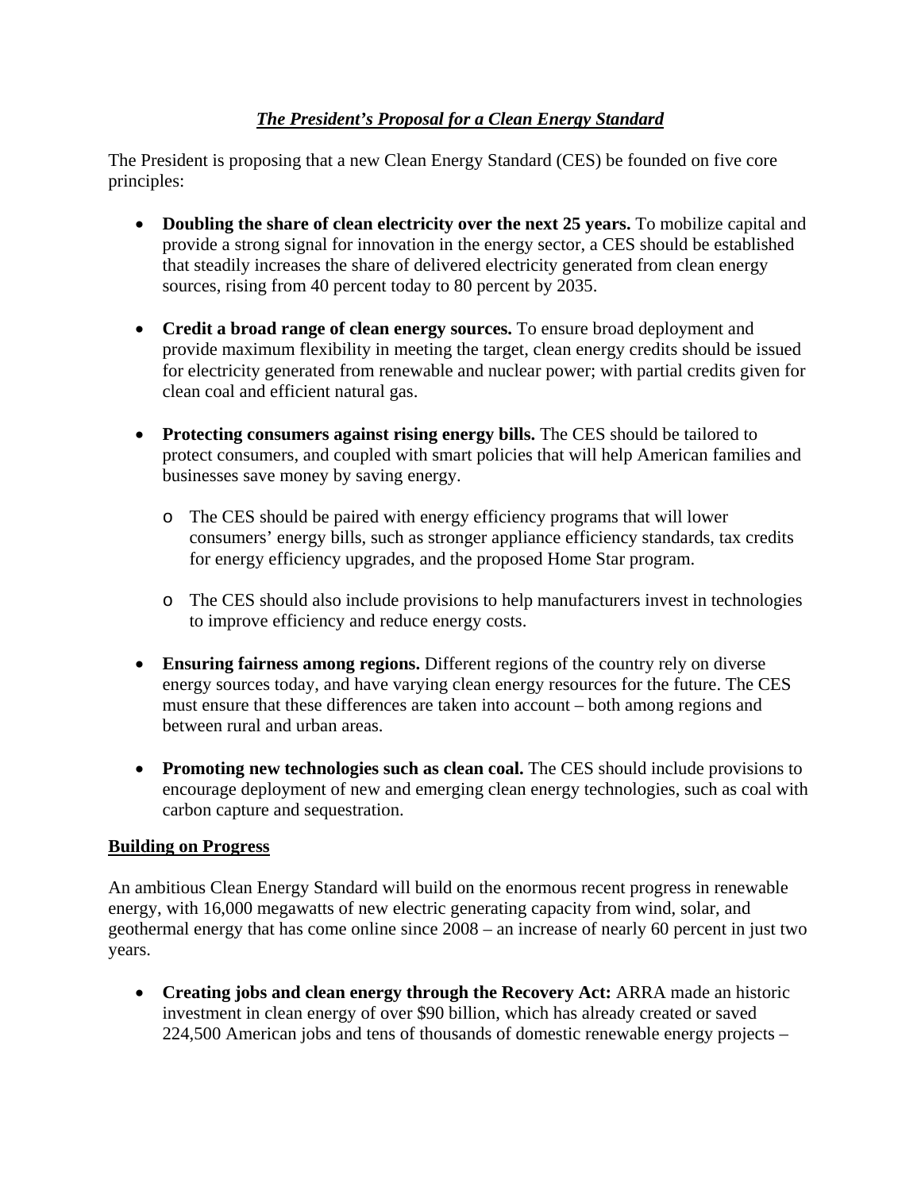## ***The President's Proposal for a Clean Energy Standard***

The President is proposing that a new Clean Energy Standard (CES) be founded on five core principles:

- **Doubling the share of clean electricity over the next 25 years.** To mobilize capital and provide a strong signal for innovation in the energy sector, a CES should be established that steadily increases the share of delivered electricity generated from clean energy sources, rising from 40 percent today to 80 percent by 2035.
- **Credit a broad range of clean energy sources.** To ensure broad deployment and provide maximum flexibility in meeting the target, clean energy credits should be issued for electricity generated from renewable and nuclear power; with partial credits given for clean coal and efficient natural gas.
- **Protecting consumers against rising energy bills.** The CES should be tailored to protect consumers, and coupled with smart policies that will help American families and businesses save money by saving energy.
    - The CES should be paired with energy efficiency programs that will lower consumers' energy bills, such as stronger appliance efficiency standards, tax credits for energy efficiency upgrades, and the proposed Home Star program.
    - The CES should also include provisions to help manufacturers invest in technologies to improve efficiency and reduce energy costs.
- **Ensuring fairness among regions.** Different regions of the country rely on diverse energy sources today, and have varying clean energy resources for the future. The CES must ensure that these differences are taken into account – both among regions and between rural and urban areas.
- **Promoting new technologies such as clean coal.** The CES should include provisions to encourage deployment of new and emerging clean energy technologies, such as coal with carbon capture and sequestration.

### Building on Progress

An ambitious Clean Energy Standard will build on the enormous recent progress in renewable energy, with 16,000 megawatts of new electric generating capacity from wind, solar, and geothermal energy that has come online since 2008 – an increase of nearly 60 percent in just two years.

- **Creating jobs and clean energy through the Recovery Act:** ARRA made an historic investment in clean energy of over $90 billion, which has already created or saved 224,500 American jobs and tens of thousands of domestic renewable energy projects –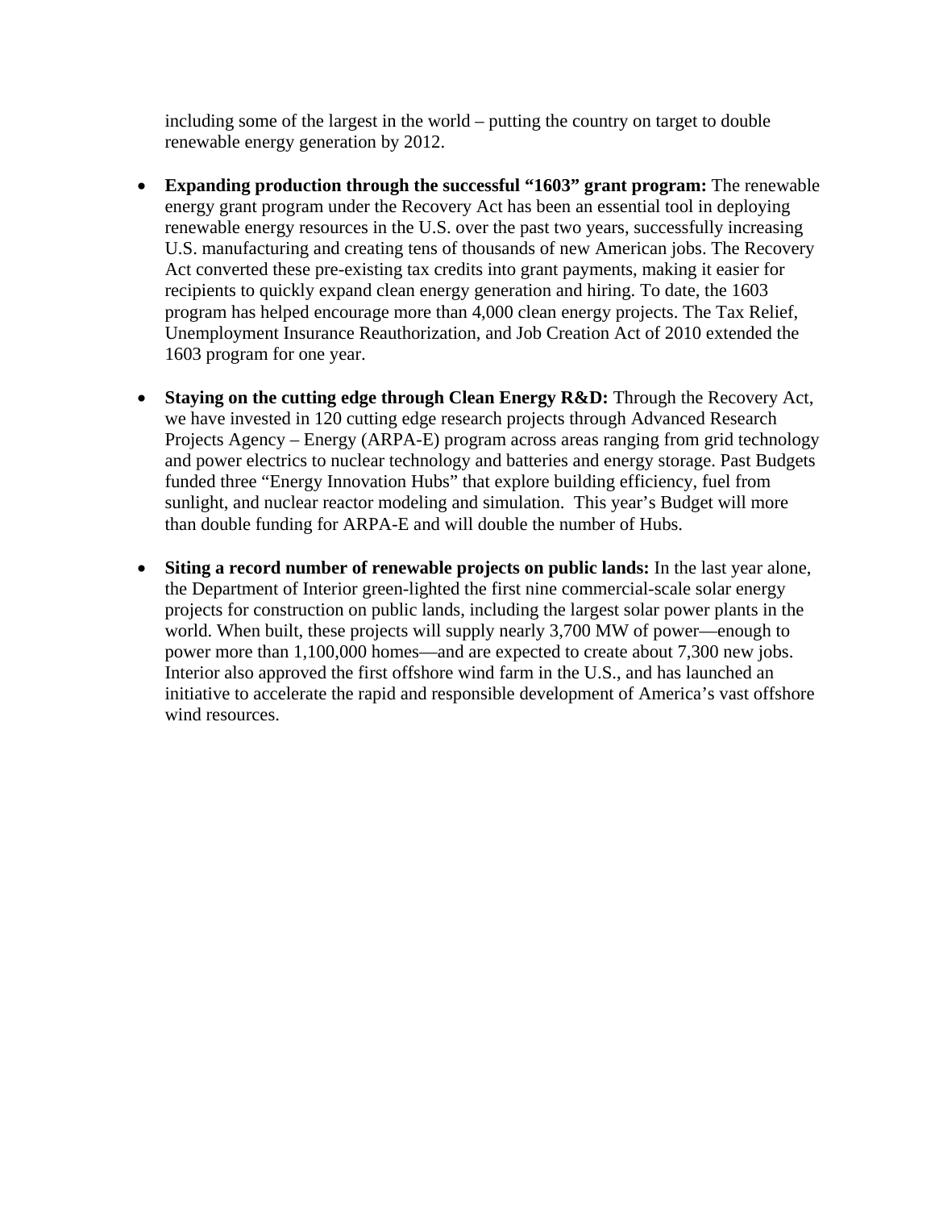including some of the largest in the world – putting the country on target to double renewable energy generation by 2012.

- **Expanding production through the successful "1603" grant program:** The renewable energy grant program under the Recovery Act has been an essential tool in deploying renewable energy resources in the U.S. over the past two years, successfully increasing U.S. manufacturing and creating tens of thousands of new American jobs. The Recovery Act converted these pre-existing tax credits into grant payments, making it easier for recipients to quickly expand clean energy generation and hiring. To date, the 1603 program has helped encourage more than 4,000 clean energy projects. The Tax Relief, Unemployment Insurance Reauthorization, and Job Creation Act of 2010 extended the 1603 program for one year.

- **Staying on the cutting edge through Clean Energy R&D:** Through the Recovery Act, we have invested in 120 cutting edge research projects through Advanced Research Projects Agency – Energy (ARPA-E) program across areas ranging from grid technology and power electrics to nuclear technology and batteries and energy storage. Past Budgets funded three "Energy Innovation Hubs" that explore building efficiency, fuel from sunlight, and nuclear reactor modeling and simulation. This year's Budget will more than double funding for ARPA-E and will double the number of Hubs.

- **Siting a record number of renewable projects on public lands:** In the last year alone, the Department of Interior green-lighted the first nine commercial-scale solar energy projects for construction on public lands, including the largest solar power plants in the world. When built, these projects will supply nearly 3,700 MW of power—enough to power more than 1,100,000 homes—and are expected to create about 7,300 new jobs. Interior also approved the first offshore wind farm in the U.S., and has launched an initiative to accelerate the rapid and responsible development of America's vast offshore wind resources.